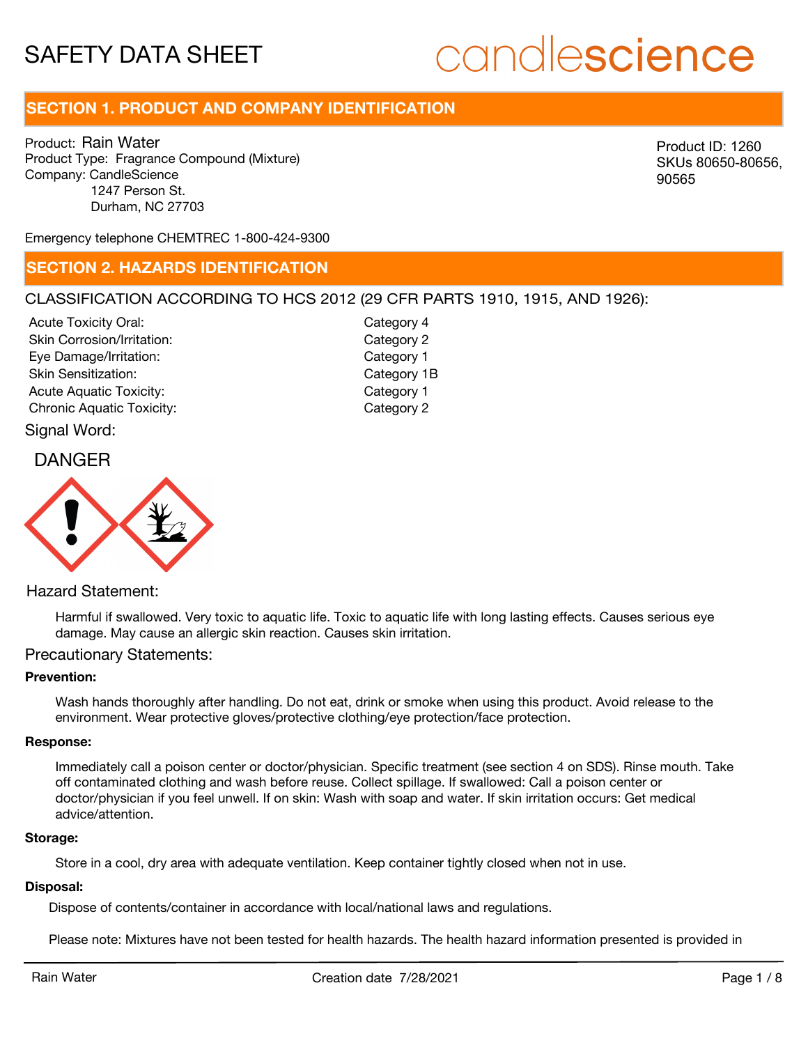# SAFETY DATA SHEET

candlescience

## SECTION 1. PRODUCT AND COMPANY IDENTIFICATION

Product: Rain Water
Product Type: Fragrance Compound (Mixture)
Company: CandleScience
1247 Person St.
Durham, NC 27703

Product ID: 1260
SKUs 80650-80656, 90565

Emergency telephone CHEMTREC 1-800-424-9300

## SECTION 2. HAZARDS IDENTIFICATION

CLASSIFICATION ACCORDING TO HCS 2012 (29 CFR PARTS 1910, 1915, AND 1926):

| | |
|---|---|
| Acute Toxicity Oral: | Category 4 |
| Skin Corrosion/Irritation: | Category 2 |
| Eye Damage/Irritation: | Category 1 |
| Skin Sensitization: | Category 1B |
| Acute Aquatic Toxicity: | Category 1 |
| Chronic Aquatic Toxicity: | Category 2 |

Signal Word:

DANGER

Hazard Statement:

Harmful if swallowed. Very toxic to aquatic life. Toxic to aquatic life with long lasting effects. Causes serious eye damage. May cause an allergic skin reaction. Causes skin irritation.

Precautionary Statements:

**Prevention:**

Wash hands thoroughly after handling. Do not eat, drink or smoke when using this product. Avoid release to the environment. Wear protective gloves/protective clothing/eye protection/face protection.

**Response:**

Immediately call a poison center or doctor/physician. Specific treatment (see section 4 on SDS). Rinse mouth. Take off contaminated clothing and wash before reuse. Collect spillage. If swallowed: Call a poison center or doctor/physician if you feel unwell. If on skin: Wash with soap and water. If skin irritation occurs: Get medical advice/attention.

**Storage:**

Store in a cool, dry area with adequate ventilation. Keep container tightly closed when not in use.

**Disposal:**

Dispose of contents/container in accordance with local/national laws and regulations.

Please note: Mixtures have not been tested for health hazards. The health hazard information presented is provided in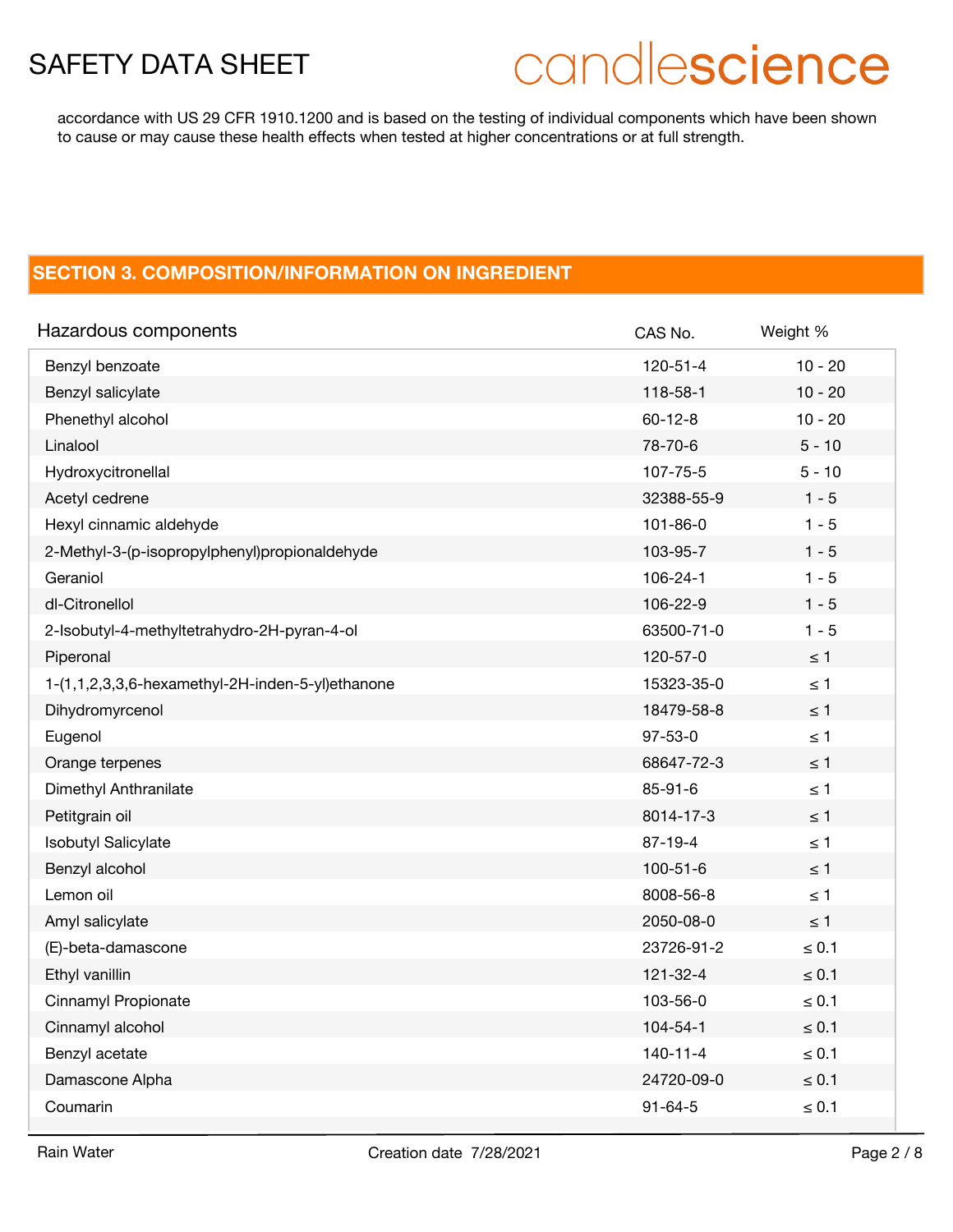accordance with US 29 CFR 1910.1200 and is based on the testing of individual components which have been shown to cause or may cause these health effects when tested at higher concentrations or at full strength.

## SECTION 3. COMPOSITION/INFORMATION ON INGREDIENT

| Hazardous components | CAS No. | Weight % |
|---|---|---|
| Benzyl benzoate | 120-51-4 | 10 - 20 |
| Benzyl salicylate | 118-58-1 | 10 - 20 |
| Phenethyl alcohol | 60-12-8 | 10 - 20 |
| Linalool | 78-70-6 | 5 - 10 |
| Hydroxycitronellal | 107-75-5 | 5 - 10 |
| Acetyl cedrene | 32388-55-9 | 1 - 5 |
| Hexyl cinnamic aldehyde | 101-86-0 | 1 - 5 |
| 2-Methyl-3-(p-isopropylphenyl)propionaldehyde | 103-95-7 | 1 - 5 |
| Geraniol | 106-24-1 | 1 - 5 |
| dl-Citronellol | 106-22-9 | 1 - 5 |
| 2-Isobutyl-4-methyltetrahydro-2H-pyran-4-ol | 63500-71-0 | 1 - 5 |
| Piperonal | 120-57-0 | ≤ 1 |
| 1-(1,1,2,3,3,6-hexamethyl-2H-inden-5-yl)ethanone | 15323-35-0 | ≤ 1 |
| Dihydromyrcenol | 18479-58-8 | ≤ 1 |
| Eugenol | 97-53-0 | ≤ 1 |
| Orange terpenes | 68647-72-3 | ≤ 1 |
| Dimethyl Anthranilate | 85-91-6 | ≤ 1 |
| Petitgrain oil | 8014-17-3 | ≤ 1 |
| Isobutyl Salicylate | 87-19-4 | ≤ 1 |
| Benzyl alcohol | 100-51-6 | ≤ 1 |
| Lemon oil | 8008-56-8 | ≤ 1 |
| Amyl salicylate | 2050-08-0 | ≤ 1 |
| (E)-beta-damascone | 23726-91-2 | ≤ 0.1 |
| Ethyl vanillin | 121-32-4 | ≤ 0.1 |
| Cinnamyl Propionate | 103-56-0 | ≤ 0.1 |
| Cinnamyl alcohol | 104-54-1 | ≤ 0.1 |
| Benzyl acetate | 140-11-4 | ≤ 0.1 |
| Damascone Alpha | 24720-09-0 | ≤ 0.1 |
| Coumarin | 91-64-5 | ≤ 0.1 |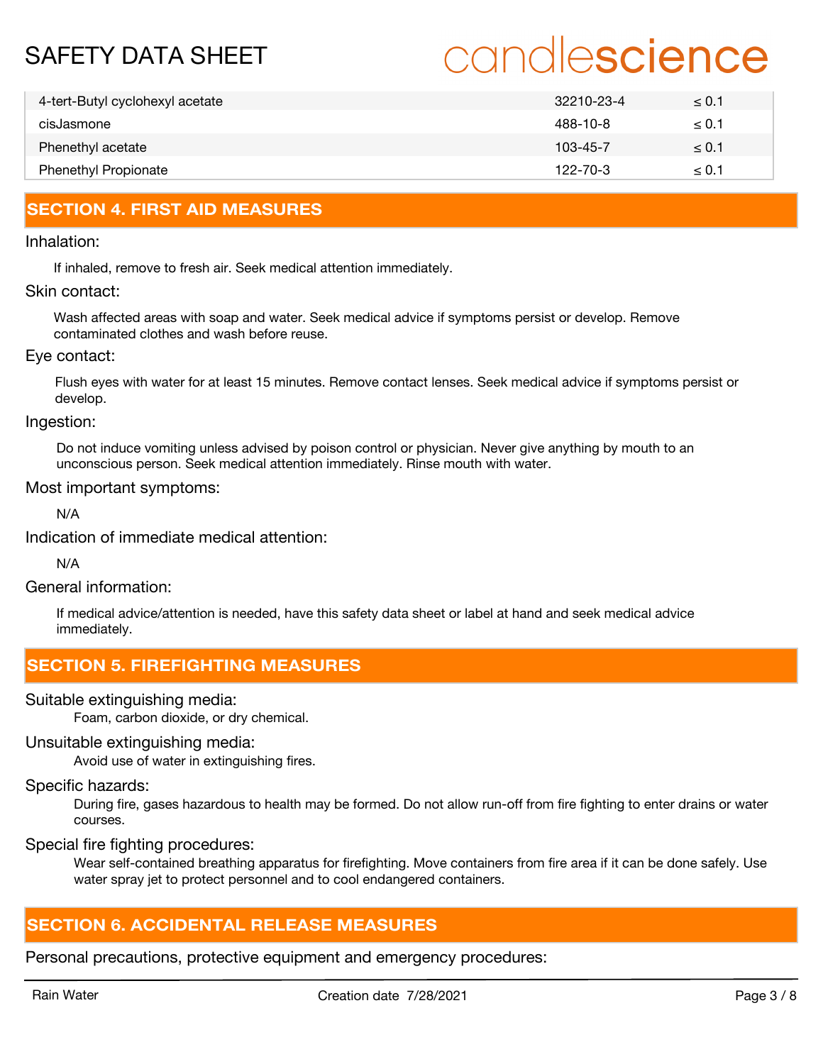| | | |
|---|---|---|
| 4-tert-Butyl cyclohexyl acetate | 32210-23-4 | ≤ 0.1 |
| cisJasmone | 488-10-8 | ≤ 0.1 |
| Phenethyl acetate | 103-45-7 | ≤ 0.1 |
| Phenethyl Propionate | 122-70-3 | ≤ 0.1 |

## SECTION 4. FIRST AID MEASURES

### Inhalation:

If inhaled, remove to fresh air. Seek medical attention immediately.

### Skin contact:

Wash affected areas with soap and water. Seek medical advice if symptoms persist or develop. Remove contaminated clothes and wash before reuse.

### Eye contact:

Flush eyes with water for at least 15 minutes. Remove contact lenses. Seek medical advice if symptoms persist or develop.

### Ingestion:

Do not induce vomiting unless advised by poison control or physician. Never give anything by mouth to an unconscious person. Seek medical attention immediately. Rinse mouth with water.

### Most important symptoms:

N/A

### Indication of immediate medical attention:

N/A

### General information:

If medical advice/attention is needed, have this safety data sheet or label at hand and seek medical advice immediately.

## SECTION 5. FIREFIGHTING MEASURES

### Suitable extinguishing media:

Foam, carbon dioxide, or dry chemical.

### Unsuitable extinguishing media:

Avoid use of water in extinguishing fires.

### Specific hazards:

During fire, gases hazardous to health may be formed. Do not allow run-off from fire fighting to enter drains or water courses.

### Special fire fighting procedures:

Wear self-contained breathing apparatus for firefighting. Move containers from fire area if it can be done safely. Use water spray jet to protect personnel and to cool endangered containers.

## SECTION 6. ACCIDENTAL RELEASE MEASURES

### Personal precautions, protective equipment and emergency procedures: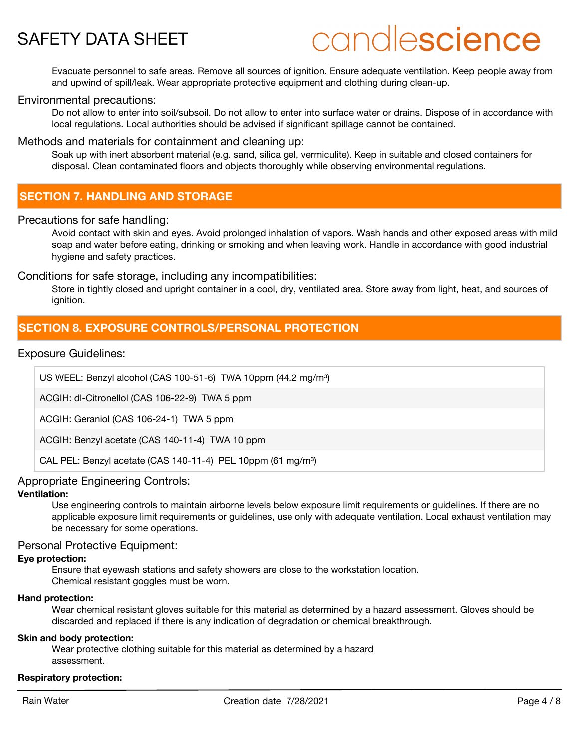Evacuate personnel to safe areas. Remove all sources of ignition. Ensure adequate ventilation. Keep people away from and upwind of spill/leak. Wear appropriate protective equipment and clothing during clean-up.

### Environmental precautions:

Do not allow to enter into soil/subsoil. Do not allow to enter into surface water or drains. Dispose of in accordance with local regulations. Local authorities should be advised if significant spillage cannot be contained.

### Methods and materials for containment and cleaning up:

Soak up with inert absorbent material (e.g. sand, silica gel, vermiculite). Keep in suitable and closed containers for disposal. Clean contaminated floors and objects thoroughly while observing environmental regulations.

## SECTION 7. HANDLING AND STORAGE

### Precautions for safe handling:

Avoid contact with skin and eyes. Avoid prolonged inhalation of vapors. Wash hands and other exposed areas with mild soap and water before eating, drinking or smoking and when leaving work. Handle in accordance with good industrial hygiene and safety practices.

### Conditions for safe storage, including any incompatibilities:

Store in tightly closed and upright container in a cool, dry, ventilated area. Store away from light, heat, and sources of ignition.

## SECTION 8. EXPOSURE CONTROLS/PERSONAL PROTECTION

### Exposure Guidelines:

| |
|---|
| US WEEL: Benzyl alcohol (CAS 100-51-6) TWA 10ppm (44.2 mg/m³) |
| ACGIH: dl-Citronellol (CAS 106-22-9) TWA 5 ppm |
| ACGIH: Geraniol (CAS 106-24-1) TWA 5 ppm |
| ACGIH: Benzyl acetate (CAS 140-11-4) TWA 10 ppm |
| CAL PEL: Benzyl acetate (CAS 140-11-4) PEL 10ppm (61 mg/m³) |

### Appropriate Engineering Controls:

**Ventilation:**

Use engineering controls to maintain airborne levels below exposure limit requirements or guidelines. If there are no applicable exposure limit requirements or guidelines, use only with adequate ventilation. Local exhaust ventilation may be necessary for some operations.

### Personal Protective Equipment:

**Eye protection:**

Ensure that eyewash stations and safety showers are close to the workstation location.
Chemical resistant goggles must be worn.

**Hand protection:**

Wear chemical resistant gloves suitable for this material as determined by a hazard assessment. Gloves should be discarded and replaced if there is any indication of degradation or chemical breakthrough.

**Skin and body protection:**

Wear protective clothing suitable for this material as determined by a hazard assessment.

**Respiratory protection:**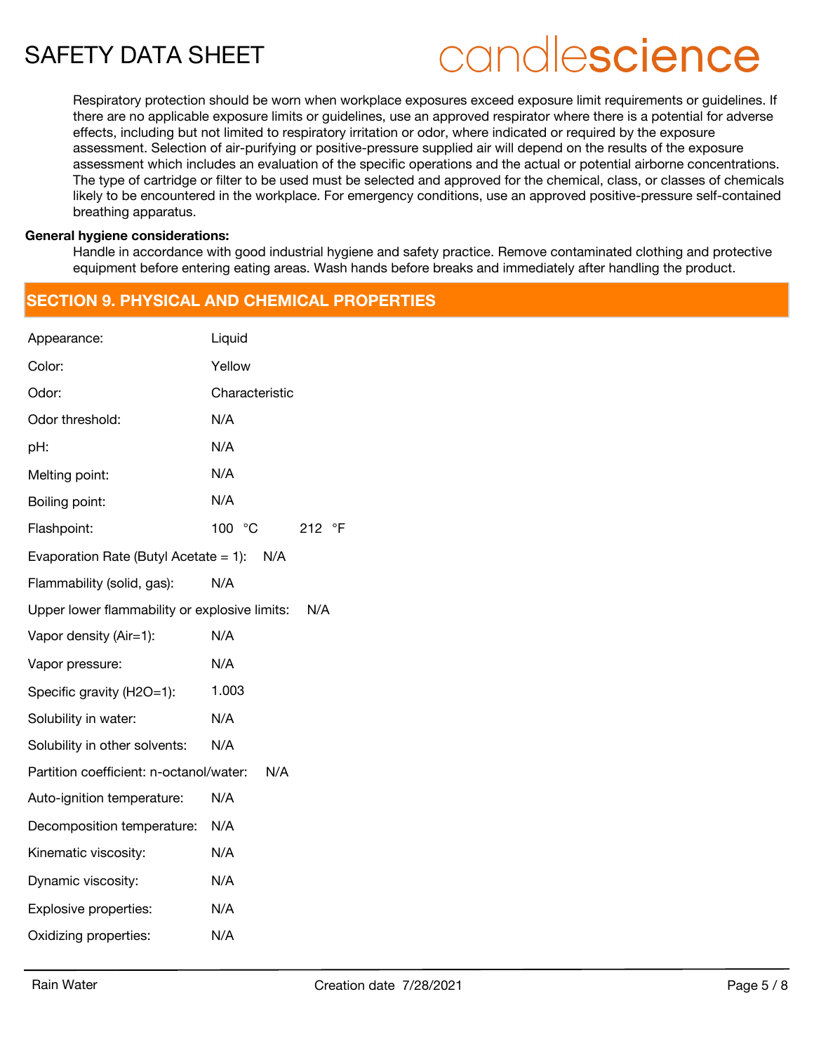Respiratory protection should be worn when workplace exposures exceed exposure limit requirements or guidelines. If there are no applicable exposure limits or guidelines, use an approved respirator where there is a potential for adverse effects, including but not limited to respiratory irritation or odor, where indicated or required by the exposure assessment. Selection of air-purifying or positive-pressure supplied air will depend on the results of the exposure assessment which includes an evaluation of the specific operations and the actual or potential airborne concentrations. The type of cartridge or filter to be used must be selected and approved for the chemical, class, or classes of chemicals likely to be encountered in the workplace. For emergency conditions, use an approved positive-pressure self-contained breathing apparatus.

**General hygiene considerations:**

Handle in accordance with good industrial hygiene and safety practice. Remove contaminated clothing and protective equipment before entering eating areas. Wash hands before breaks and immediately after handling the product.

## SECTION 9. PHYSICAL AND CHEMICAL PROPERTIES

| Property | Value |
|---|---|
| Appearance: | Liquid |
| Color: | Yellow |
| Odor: | Characteristic |
| Odor threshold: | N/A |
| pH: | N/A |
| Melting point: | N/A |
| Boiling point: | N/A |
| Flashpoint: | 100 °C 212 °F |
| Evaporation Rate (Butyl Acetate = 1): | N/A |
| Flammability (solid, gas): | N/A |
| Upper lower flammability or explosive limits: | N/A |
| Vapor density (Air=1): | N/A |
| Vapor pressure: | N/A |
| Specific gravity (H2O=1): | 1.003 |
| Solubility in water: | N/A |
| Solubility in other solvents: | N/A |
| Partition coefficient: n-octanol/water: | N/A |
| Auto-ignition temperature: | N/A |
| Decomposition temperature: | N/A |
| Kinematic viscosity: | N/A |
| Dynamic viscosity: | N/A |
| Explosive properties: | N/A |
| Oxidizing properties: | N/A |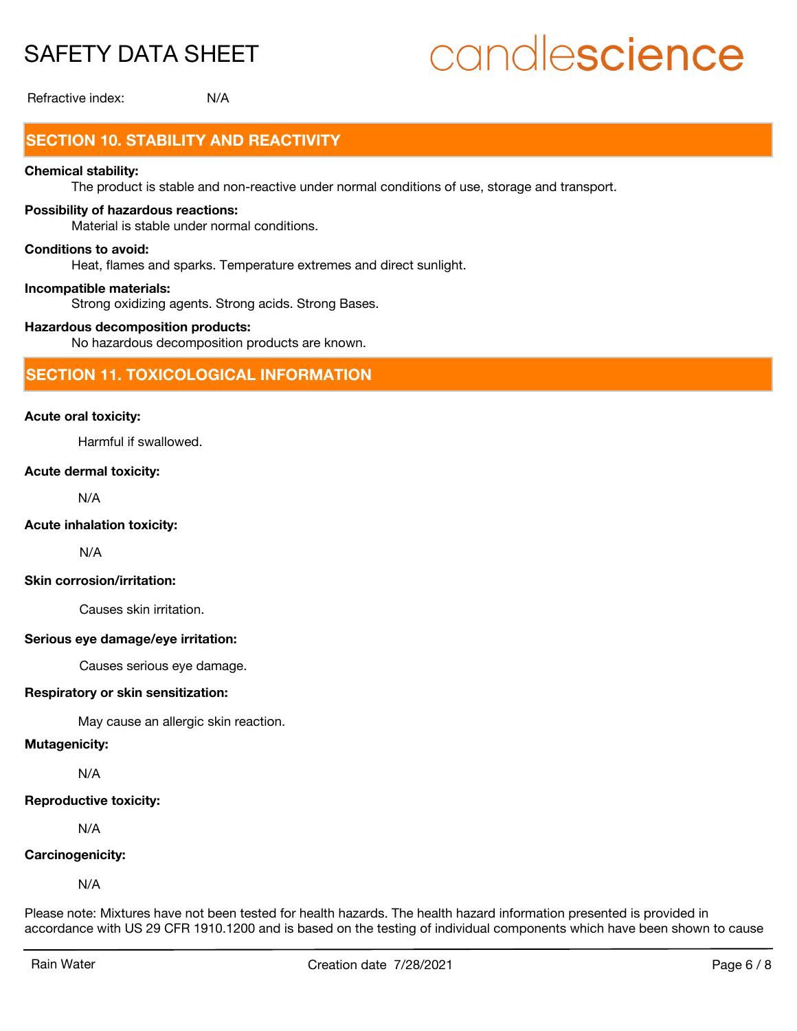Refractive index: N/A

## SECTION 10. STABILITY AND REACTIVITY

**Chemical stability:**

The product is stable and non-reactive under normal conditions of use, storage and transport.

**Possibility of hazardous reactions:**

Material is stable under normal conditions.

**Conditions to avoid:**

Heat, flames and sparks. Temperature extremes and direct sunlight.

**Incompatible materials:**

Strong oxidizing agents. Strong acids. Strong Bases.

**Hazardous decomposition products:**

No hazardous decomposition products are known.

## SECTION 11. TOXICOLOGICAL INFORMATION

**Acute oral toxicity:**

Harmful if swallowed.

**Acute dermal toxicity:**

N/A

**Acute inhalation toxicity:**

N/A

**Skin corrosion/irritation:**

Causes skin irritation.

**Serious eye damage/eye irritation:**

Causes serious eye damage.

**Respiratory or skin sensitization:**

May cause an allergic skin reaction.

**Mutagenicity:**

N/A

**Reproductive toxicity:**

N/A

**Carcinogenicity:**

N/A

Please note: Mixtures have not been tested for health hazards. The health hazard information presented is provided in accordance with US 29 CFR 1910.1200 and is based on the testing of individual components which have been shown to cause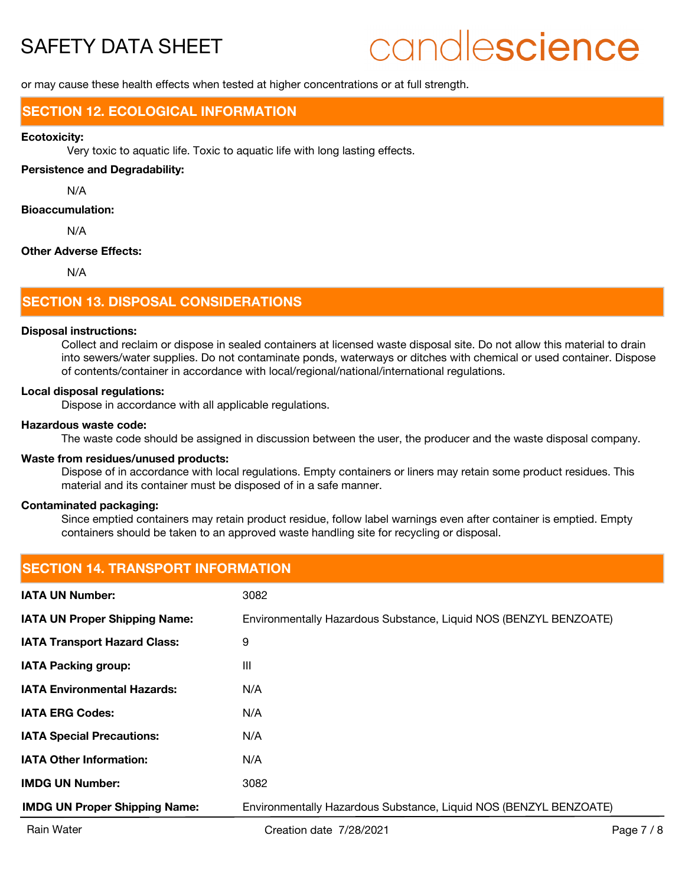or may cause these health effects when tested at higher concentrations or at full strength.

## SECTION 12. ECOLOGICAL INFORMATION

**Ecotoxicity:**

Very toxic to aquatic life. Toxic to aquatic life with long lasting effects.

**Persistence and Degradability:**

N/A

**Bioaccumulation:**

N/A

**Other Adverse Effects:**

N/A

## SECTION 13. DISPOSAL CONSIDERATIONS

**Disposal instructions:**

Collect and reclaim or dispose in sealed containers at licensed waste disposal site. Do not allow this material to drain into sewers/water supplies. Do not contaminate ponds, waterways or ditches with chemical or used container. Dispose of contents/container in accordance with local/regional/national/international regulations.

**Local disposal regulations:**

Dispose in accordance with all applicable regulations.

**Hazardous waste code:**

The waste code should be assigned in discussion between the user, the producer and the waste disposal company.

**Waste from residues/unused products:**

Dispose of in accordance with local regulations. Empty containers or liners may retain some product residues. This material and its container must be disposed of in a safe manner.

**Contaminated packaging:**

Since emptied containers may retain product residue, follow label warnings even after container is emptied. Empty containers should be taken to an approved waste handling site for recycling or disposal.

## SECTION 14. TRANSPORT INFORMATION

| | |
|---|---|
| **IATA UN Number:** | 3082 |
| **IATA UN Proper Shipping Name:** | Environmentally Hazardous Substance, Liquid NOS (BENZYL BENZOATE) |
| **IATA Transport Hazard Class:** | 9 |
| **IATA Packing group:** | III |
| **IATA Environmental Hazards:** | N/A |
| **IATA ERG Codes:** | N/A |
| **IATA Special Precautions:** | N/A |
| **IATA Other Information:** | N/A |
| **IMDG UN Number:** | 3082 |
| **IMDG UN Proper Shipping Name:** | Environmentally Hazardous Substance, Liquid NOS (BENZYL BENZOATE) |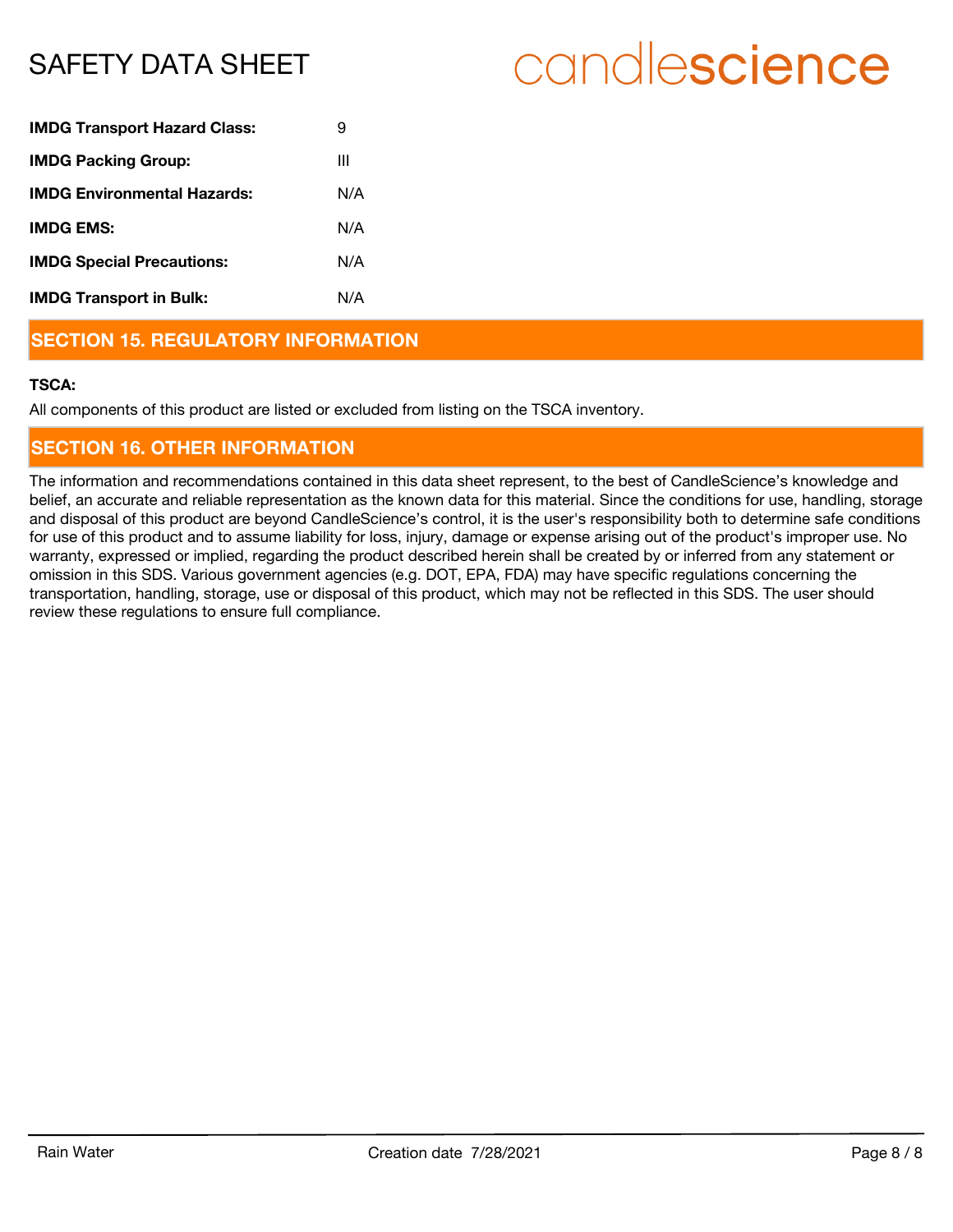| | |
|---|---|
| **IMDG Transport Hazard Class:** | 9 |
| **IMDG Packing Group:** | III |
| **IMDG Environmental Hazards:** | N/A |
| **IMDG EMS:** | N/A |
| **IMDG Special Precautions:** | N/A |
| **IMDG Transport in Bulk:** | N/A |

## SECTION 15. REGULATORY INFORMATION

**TSCA:**

All components of this product are listed or excluded from listing on the TSCA inventory.

## SECTION 16. OTHER INFORMATION

The information and recommendations contained in this data sheet represent, to the best of CandleScience's knowledge and belief, an accurate and reliable representation as the known data for this material. Since the conditions for use, handling, storage and disposal of this product are beyond CandleScience's control, it is the user's responsibility both to determine safe conditions for use of this product and to assume liability for loss, injury, damage or expense arising out of the product's improper use. No warranty, expressed or implied, regarding the product described herein shall be created by or inferred from any statement or omission in this SDS. Various government agencies (e.g. DOT, EPA, FDA) may have specific regulations concerning the transportation, handling, storage, use or disposal of this product, which may not be reflected in this SDS. The user should review these regulations to ensure full compliance.